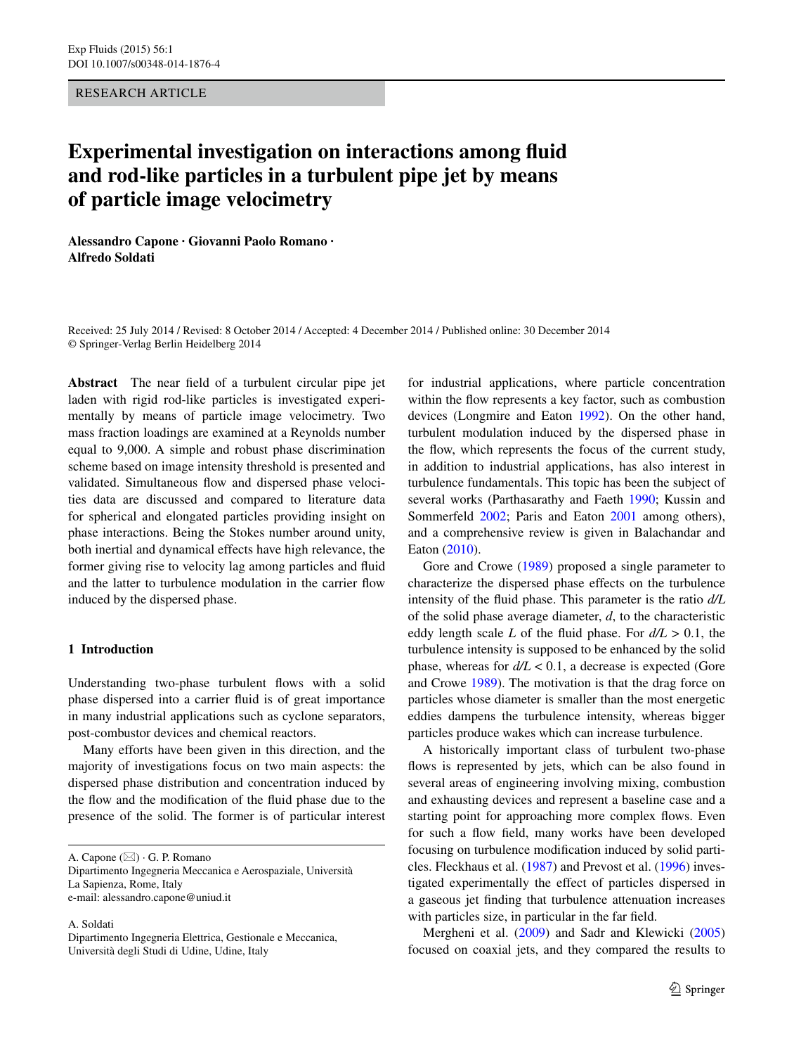RESEARCH ARTICLE

# Experimental investigation on interactions among fluid and rod-like particles in a turbulent pipe jet by means of particle image velocimetry

**Alessandro Capone · Giovanni Paolo Romano · Alfredo Soldati**

Received: 25 July 2014 / Revised: 8 October 2014 / Accepted: 4 December 2014 / Published online: 30 December 2014
© Springer-Verlag Berlin Heidelberg 2014

**Abstract** The near field of a turbulent circular pipe jet laden with rigid rod-like particles is investigated experimentally by means of particle image velocimetry. Two mass fraction loadings are examined at a Reynolds number equal to 9,000. A simple and robust phase discrimination scheme based on image intensity threshold is presented and validated. Simultaneous flow and dispersed phase velocities data are discussed and compared to literature data for spherical and elongated particles providing insight on phase interactions. Being the Stokes number around unity, both inertial and dynamical effects have high relevance, the former giving rise to velocity lag among particles and fluid and the latter to turbulence modulation in the carrier flow induced by the dispersed phase.

## 1 Introduction

Understanding two-phase turbulent flows with a solid phase dispersed into a carrier fluid is of great importance in many industrial applications such as cyclone separators, post-combustor devices and chemical reactors.

Many efforts have been given in this direction, and the majority of investigations focus on two main aspects: the dispersed phase distribution and concentration induced by the flow and the modification of the fluid phase due to the presence of the solid. The former is of particular interest for industrial applications, where particle concentration within the flow represents a key factor, such as combustion devices (Longmire and Eaton 1992). On the other hand, turbulent modulation induced by the dispersed phase in the flow, which represents the focus of the current study, in addition to industrial applications, has also interest in turbulence fundamentals. This topic has been the subject of several works (Parthasarathy and Faeth 1990; Kussin and Sommerfeld 2002; Paris and Eaton 2001 among others), and a comprehensive review is given in Balachandar and Eaton (2010).

Gore and Crowe (1989) proposed a single parameter to characterize the dispersed phase effects on the turbulence intensity of the fluid phase. This parameter is the ratio *d/L* of the solid phase average diameter, *d*, to the characteristic eddy length scale *L* of the fluid phase. For $d/L > 0.1$, the turbulence intensity is supposed to be enhanced by the solid phase, whereas for $d/L < 0.1$, a decrease is expected (Gore and Crowe 1989). The motivation is that the drag force on particles whose diameter is smaller than the most energetic eddies dampens the turbulence intensity, whereas bigger particles produce wakes which can increase turbulence.

A historically important class of turbulent two-phase flows is represented by jets, which can be also found in several areas of engineering involving mixing, combustion and exhausting devices and represent a baseline case and a starting point for approaching more complex flows. Even for such a flow field, many works have been developed focusing on turbulence modification induced by solid particles. Fleckhaus et al. (1987) and Prevost et al. (1996) investigated experimentally the effect of particles dispersed in a gaseous jet finding that turbulence attenuation increases with particles size, in particular in the far field.

Mergheni et al. (2009) and Sadr and Klewicki (2005) focused on coaxial jets, and they compared the results to

---

A. Capone (✉) · G. P. Romano
Dipartimento Ingegneria Meccanica e Aerospaziale, Università La Sapienza, Rome, Italy
e-mail: alessandro.capone@uniud.it

A. Soldati
Dipartimento Ingegneria Elettrica, Gestionale e Meccanica, Università degli Studi di Udine, Udine, Italy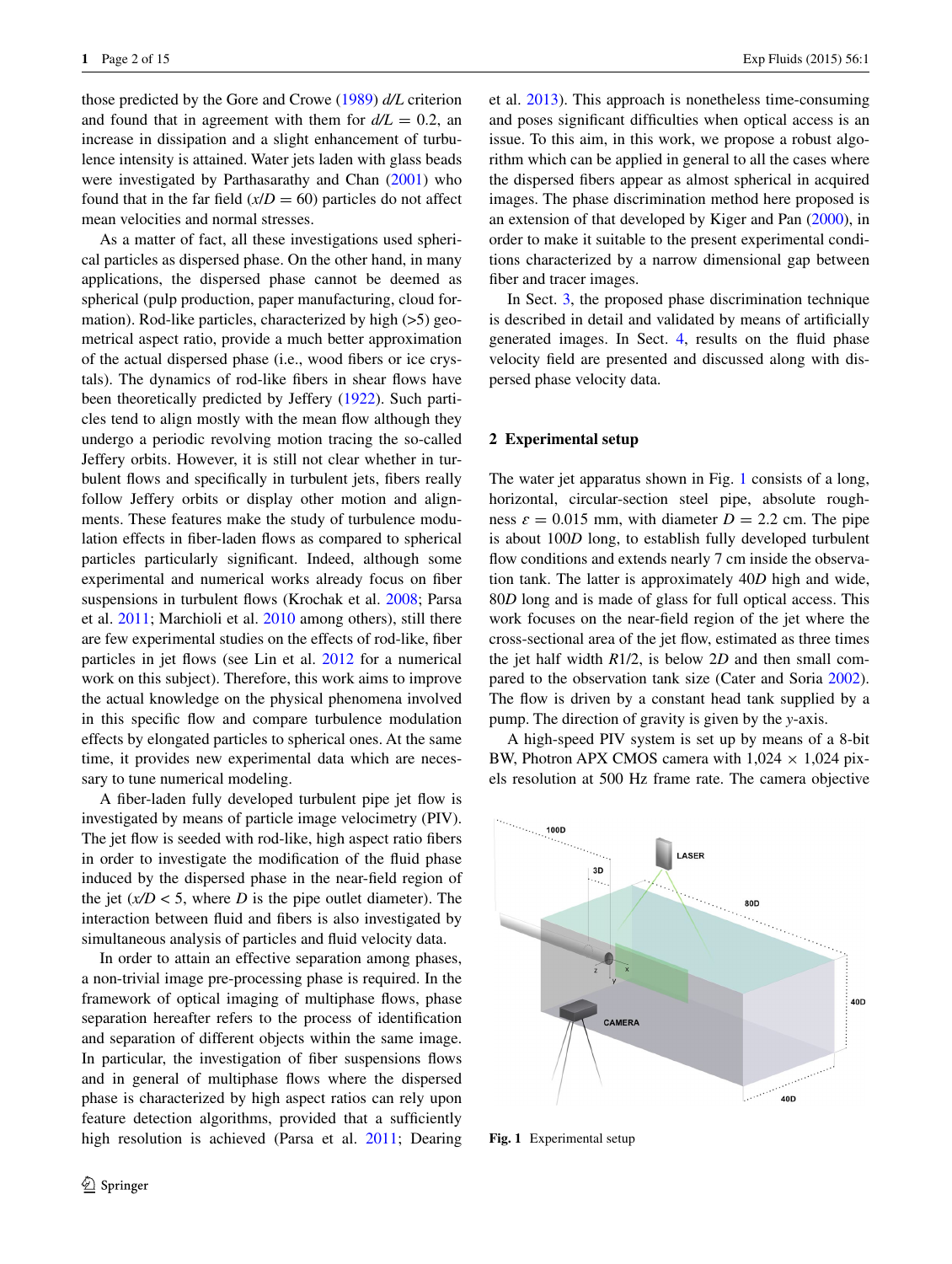those predicted by the Gore and Crowe (1989) *d/L* criterion and found that in agreement with them for $d/L = 0.2$, an increase in dissipation and a slight enhancement of turbulence intensity is attained. Water jets laden with glass beads were investigated by Parthasarathy and Chan (2001) who found that in the far field ($x/D = 60$) particles do not affect mean velocities and normal stresses.

As a matter of fact, all these investigations used spherical particles as dispersed phase. On the other hand, in many applications, the dispersed phase cannot be deemed as spherical (pulp production, paper manufacturing, cloud formation). Rod-like particles, characterized by high (>5) geometrical aspect ratio, provide a much better approximation of the actual dispersed phase (i.e., wood fibers or ice crystals). The dynamics of rod-like fibers in shear flows have been theoretically predicted by Jeffery (1922). Such particles tend to align mostly with the mean flow although they undergo a periodic revolving motion tracing the so-called Jeffery orbits. However, it is still not clear whether in turbulent flows and specifically in turbulent jets, fibers really follow Jeffery orbits or display other motion and alignments. These features make the study of turbulence modulation effects in fiber-laden flows as compared to spherical particles particularly significant. Indeed, although some experimental and numerical works already focus on fiber suspensions in turbulent flows (Krochak et al. 2008; Parsa et al. 2011; Marchioli et al. 2010 among others), still there are few experimental studies on the effects of rod-like, fiber particles in jet flows (see Lin et al. 2012 for a numerical work on this subject). Therefore, this work aims to improve the actual knowledge on the physical phenomena involved in this specific flow and compare turbulence modulation effects by elongated particles to spherical ones. At the same time, it provides new experimental data which are necessary to tune numerical modeling.

A fiber-laden fully developed turbulent pipe jet flow is investigated by means of particle image velocimetry (PIV). The jet flow is seeded with rod-like, high aspect ratio fibers in order to investigate the modification of the fluid phase induced by the dispersed phase in the near-field region of the jet ($x/D < 5$, where $D$ is the pipe outlet diameter). The interaction between fluid and fibers is also investigated by simultaneous analysis of particles and fluid velocity data.

In order to attain an effective separation among phases, a non-trivial image pre-processing phase is required. In the framework of optical imaging of multiphase flows, phase separation hereafter refers to the process of identification and separation of different objects within the same image. In particular, the investigation of fiber suspensions flows and in general of multiphase flows where the dispersed phase is characterized by high aspect ratios can rely upon feature detection algorithms, provided that a sufficiently high resolution is achieved (Parsa et al. 2011; Dearing et al. 2013). This approach is nonetheless time-consuming and poses significant difficulties when optical access is an issue. To this aim, in this work, we propose a robust algorithm which can be applied in general to all the cases where the dispersed fibers appear as almost spherical in acquired images. The phase discrimination method here proposed is an extension of that developed by Kiger and Pan (2000), in order to make it suitable to the present experimental conditions characterized by a narrow dimensional gap between fiber and tracer images.

In Sect. 3, the proposed phase discrimination technique is described in detail and validated by means of artificially generated images. In Sect. 4, results on the fluid phase velocity field are presented and discussed along with dispersed phase velocity data.

## 2 Experimental setup

The water jet apparatus shown in Fig. 1 consists of a long, horizontal, circular-section steel pipe, absolute roughness $\varepsilon = 0.015$ mm, with diameter $D = 2.2$ cm. The pipe is about 100*D* long, to establish fully developed turbulent flow conditions and extends nearly 7 cm inside the observation tank. The latter is approximately 40*D* high and wide, 80*D* long and is made of glass for full optical access. This work focuses on the near-field region of the jet where the cross-sectional area of the jet flow, estimated as three times the jet half width $R1/2$, is below 2*D* and then small compared to the observation tank size (Cater and Soria 2002). The flow is driven by a constant head tank supplied by a pump. The direction of gravity is given by the *y*-axis.

A high-speed PIV system is set up by means of a 8-bit BW, Photron APX CMOS camera with $1{,}024 \times 1{,}024$ pixels resolution at 500 Hz frame rate. The camera objective

100D
3D
LASER
80D
40D
CAMERA
40D

**Fig. 1** Experimental setup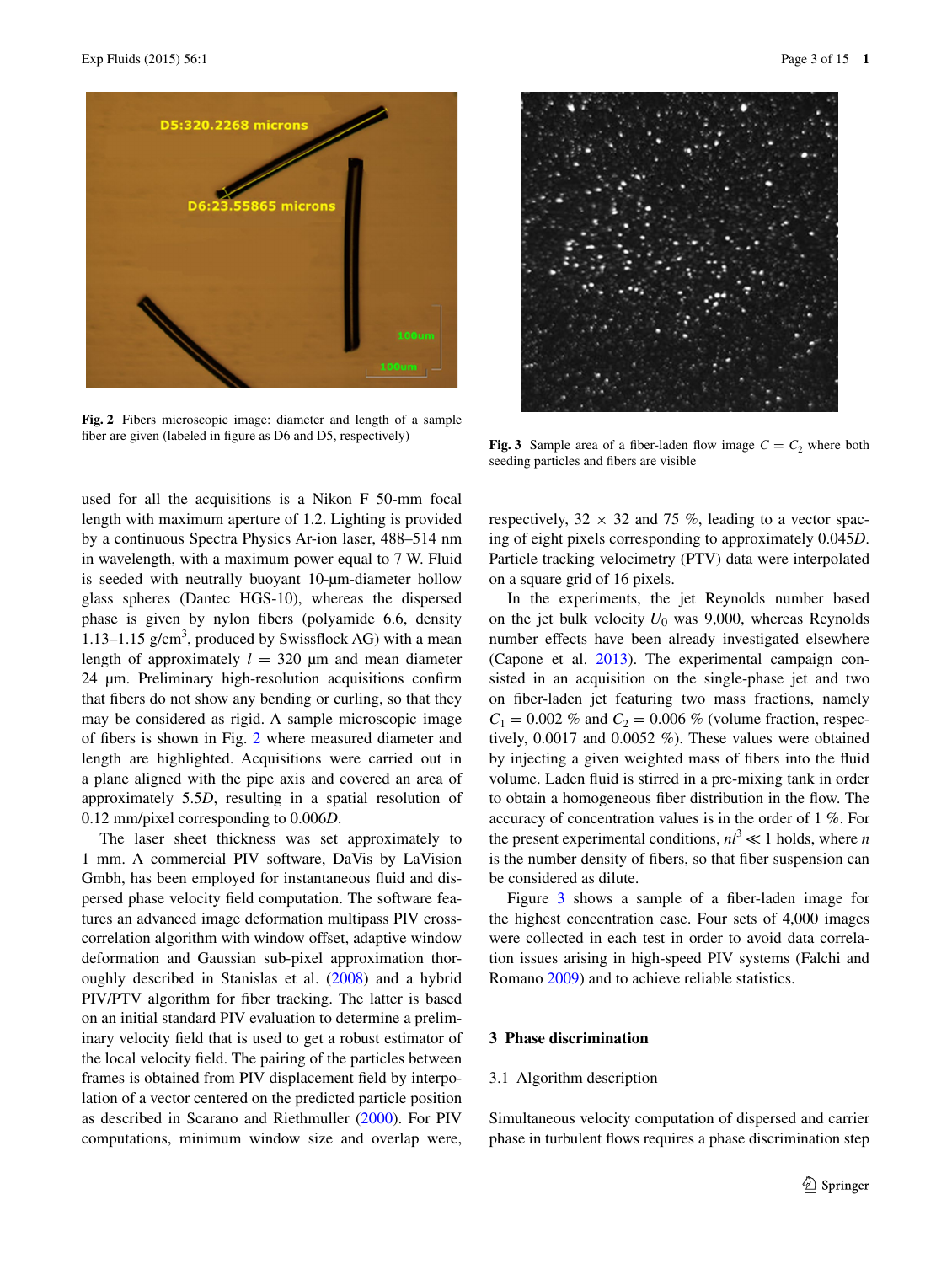Fig. 2 Fibers microscopic image: diameter and length of a sample fiber are given (labeled in figure as D6 and D5, respectively)

Fig. 3 Sample area of a fiber-laden flow image $C = C_2$ where both seeding particles and fibers are visible

used for all the acquisitions is a Nikon F 50-mm focal length with maximum aperture of 1.2. Lighting is provided by a continuous Spectra Physics Ar-ion laser, 488–514 nm in wavelength, with a maximum power equal to 7 W. Fluid is seeded with neutrally buoyant 10-μm-diameter hollow glass spheres (Dantec HGS-10), whereas the dispersed phase is given by nylon fibers (polyamide 6.6, density 1.13–1.15 g/cm$^3$, produced by Swissflock AG) with a mean length of approximately $l = 320$ μm and mean diameter 24 μm. Preliminary high-resolution acquisitions confirm that fibers do not show any bending or curling, so that they may be considered as rigid. A sample microscopic image of fibers is shown in Fig. 2 where measured diameter and length are highlighted. Acquisitions were carried out in a plane aligned with the pipe axis and covered an area of approximately 5.5$D$, resulting in a spatial resolution of 0.12 mm/pixel corresponding to 0.006$D$.

The laser sheet thickness was set approximately to 1 mm. A commercial PIV software, DaVis by LaVision Gmbh, has been employed for instantaneous fluid and dispersed phase velocity field computation. The software features an advanced image deformation multipass PIV cross-correlation algorithm with window offset, adaptive window deformation and Gaussian sub-pixel approximation thoroughly described in Stanislas et al. (2008) and a hybrid PIV/PTV algorithm for fiber tracking. The latter is based on an initial standard PIV evaluation to determine a preliminary velocity field that is used to get a robust estimator of the local velocity field. The pairing of the particles between frames is obtained from PIV displacement field by interpolation of a vector centered on the predicted particle position as described in Scarano and Riethmuller (2000). For PIV computations, minimum window size and overlap were, respectively, 32 × 32 and 75 %, leading to a vector spacing of eight pixels corresponding to approximately 0.045$D$. Particle tracking velocimetry (PTV) data were interpolated on a square grid of 16 pixels.

In the experiments, the jet Reynolds number based on the jet bulk velocity $U_0$ was 9,000, whereas Reynolds number effects have been already investigated elsewhere (Capone et al. 2013). The experimental campaign consisted in an acquisition on the single-phase jet and two on fiber-laden jet featuring two mass fractions, namely $C_1 = 0.002$ % and $C_2 = 0.006$ % (volume fraction, respectively, 0.0017 and 0.0052 %). These values were obtained by injecting a given weighted mass of fibers into the fluid volume. Laden fluid is stirred in a pre-mixing tank in order to obtain a homogeneous fiber distribution in the flow. The accuracy of concentration values is in the order of 1 %. For the present experimental conditions, $nl^3 \ll 1$ holds, where $n$ is the number density of fibers, so that fiber suspension can be considered as dilute.

Figure 3 shows a sample of a fiber-laden image for the highest concentration case. Four sets of 4,000 images were collected in each test in order to avoid data correlation issues arising in high-speed PIV systems (Falchi and Romano 2009) and to achieve reliable statistics.

## 3 Phase discrimination

### 3.1 Algorithm description

Simultaneous velocity computation of dispersed and carrier phase in turbulent flows requires a phase discrimination step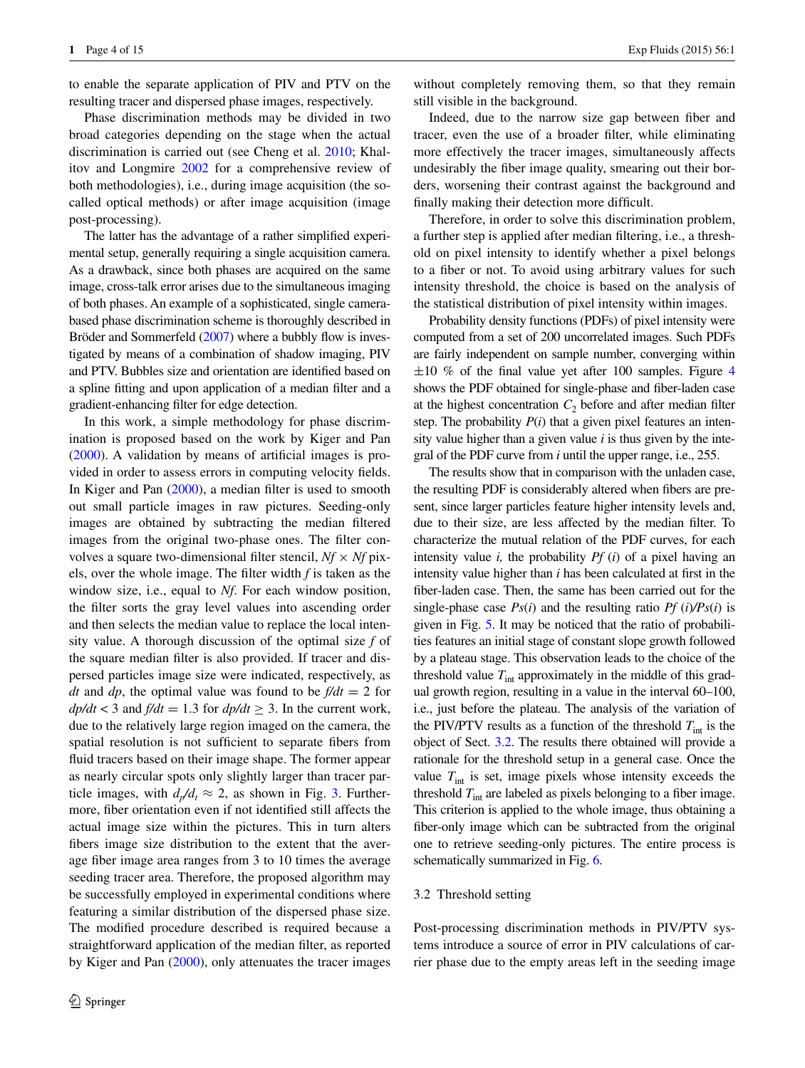to enable the separate application of PIV and PTV on the resulting tracer and dispersed phase images, respectively.

Phase discrimination methods may be divided in two broad categories depending on the stage when the actual discrimination is carried out (see Cheng et al. 2010; Khalitov and Longmire 2002 for a comprehensive review of both methodologies), i.e., during image acquisition (the so-called optical methods) or after image acquisition (image post-processing).

The latter has the advantage of a rather simplified experimental setup, generally requiring a single acquisition camera. As a drawback, since both phases are acquired on the same image, cross-talk error arises due to the simultaneous imaging of both phases. An example of a sophisticated, single camera-based phase discrimination scheme is thoroughly described in Bröder and Sommerfeld (2007) where a bubbly flow is investigated by means of a combination of shadow imaging, PIV and PTV. Bubbles size and orientation are identified based on a spline fitting and upon application of a median filter and a gradient-enhancing filter for edge detection.

In this work, a simple methodology for phase discrimination is proposed based on the work by Kiger and Pan (2000). A validation by means of artificial images is provided in order to assess errors in computing velocity fields. In Kiger and Pan (2000), a median filter is used to smooth out small particle images in raw pictures. Seeding-only images are obtained by subtracting the median filtered images from the original two-phase ones. The filter convolves a square two-dimensional filter stencil, $Nf \times Nf$ pixels, over the whole image. The filter width $f$ is taken as the window size, i.e., equal to $Nf$. For each window position, the filter sorts the gray level values into ascending order and then selects the median value to replace the local intensity value. A thorough discussion of the optimal size $f$ of the square median filter is also provided. If tracer and dispersed particles image size were indicated, respectively, as $dt$ and $dp$, the optimal value was found to be $f/dt = 2$ for $dp/dt < 3$ and $f/dt = 1.3$ for $dp/dt \geq 3$. In the current work, due to the relatively large region imaged on the camera, the spatial resolution is not sufficient to separate fibers from fluid tracers based on their image shape. The former appear as nearly circular spots only slightly larger than tracer particle images, with $d_p/d_t \approx 2$, as shown in Fig. 3. Furthermore, fiber orientation even if not identified still affects the actual image size within the pictures. This in turn alters fibers image size distribution to the extent that the average fiber image area ranges from 3 to 10 times the average seeding tracer area. Therefore, the proposed algorithm may be successfully employed in experimental conditions where featuring a similar distribution of the dispersed phase size. The modified procedure described is required because a straightforward application of the median filter, as reported by Kiger and Pan (2000), only attenuates the tracer images without completely removing them, so that they remain still visible in the background.

Indeed, due to the narrow size gap between fiber and tracer, even the use of a broader filter, while eliminating more effectively the tracer images, simultaneously affects undesirably the fiber image quality, smearing out their borders, worsening their contrast against the background and finally making their detection more difficult.

Therefore, in order to solve this discrimination problem, a further step is applied after median filtering, i.e., a threshold on pixel intensity to identify whether a pixel belongs to a fiber or not. To avoid using arbitrary values for such intensity threshold, the choice is based on the analysis of the statistical distribution of pixel intensity within images.

Probability density functions (PDFs) of pixel intensity were computed from a set of 200 uncorrelated images. Such PDFs are fairly independent on sample number, converging within $\pm 10$ % of the final value yet after 100 samples. Figure 4 shows the PDF obtained for single-phase and fiber-laden case at the highest concentration $C_2$ before and after median filter step. The probability $P(i)$ that a given pixel features an intensity value higher than a given value $i$ is thus given by the integral of the PDF curve from $i$ until the upper range, i.e., 255.

The results show that in comparison with the unladen case, the resulting PDF is considerably altered when fibers are present, since larger particles feature higher intensity levels and, due to their size, are less affected by the median filter. To characterize the mutual relation of the PDF curves, for each intensity value $i$, the probability $Pf(i)$ of a pixel having an intensity value higher than $i$ has been calculated at first in the fiber-laden case. Then, the same has been carried out for the single-phase case $Ps(i)$ and the resulting ratio $Pf(i)/Ps(i)$ is given in Fig. 5. It may be noticed that the ratio of probabilities features an initial stage of constant slope growth followed by a plateau stage. This observation leads to the choice of the threshold value $T_{\text{int}}$ approximately in the middle of this gradual growth region, resulting in a value in the interval 60–100, i.e., just before the plateau. The analysis of the variation of the PIV/PTV results as a function of the threshold $T_{\text{int}}$ is the object of Sect. 3.2. The results there obtained will provide a rationale for the threshold setup in a general case. Once the value $T_{\text{int}}$ is set, image pixels whose intensity exceeds the threshold $T_{\text{int}}$ are labeled as pixels belonging to a fiber image. This criterion is applied to the whole image, thus obtaining a fiber-only image which can be subtracted from the original one to retrieve seeding-only pictures. The entire process is schematically summarized in Fig. 6.

### 3.2 Threshold setting

Post-processing discrimination methods in PIV/PTV systems introduce a source of error in PIV calculations of carrier phase due to the empty areas left in the seeding image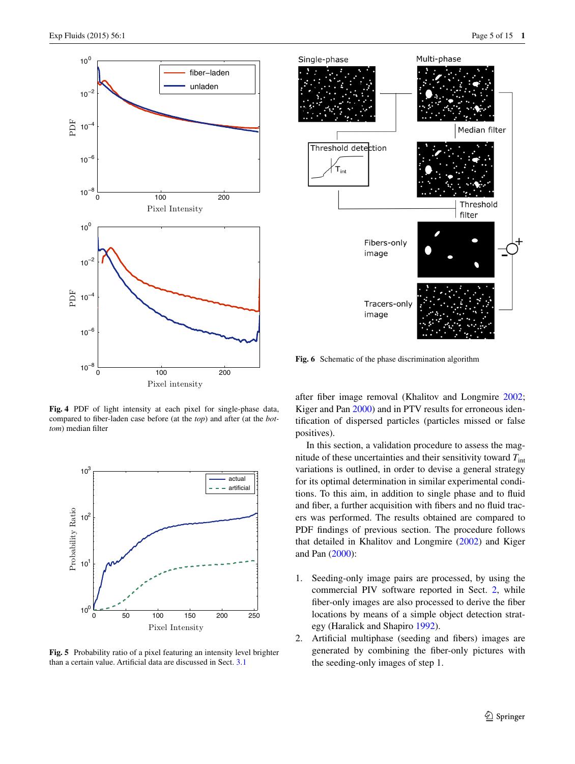Fig. 4 PDF of light intensity at each pixel for single-phase data, compared to fiber-laden case before (at the *top*) and after (at the *bottom*) median filter

Fig. 5 Probability ratio of a pixel featuring an intensity level brighter than a certain value. Artificial data are discussed in Sect. 3.1

Fig. 6 Schematic of the phase discrimination algorithm

after fiber image removal (Khalitov and Longmire 2002; Kiger and Pan 2000) and in PTV results for erroneous identification of dispersed particles (particles missed or false positives).

In this section, a validation procedure to assess the magnitude of these uncertainties and their sensitivity toward $T_{int}$ variations is outlined, in order to devise a general strategy for its optimal determination in similar experimental conditions. To this aim, in addition to single phase and to fluid and fiber, a further acquisition with fibers and no fluid tracers was performed. The results obtained are compared to PDF findings of previous section. The procedure follows that detailed in Khalitov and Longmire (2002) and Kiger and Pan (2000):

1. Seeding-only image pairs are processed, by using the commercial PIV software reported in Sect. 2, while fiber-only images are also processed to derive the fiber locations by means of a simple object detection strategy (Haralick and Shapiro 1992).
2. Artificial multiphase (seeding and fibers) images are generated by combining the fiber-only pictures with the seeding-only images of step 1.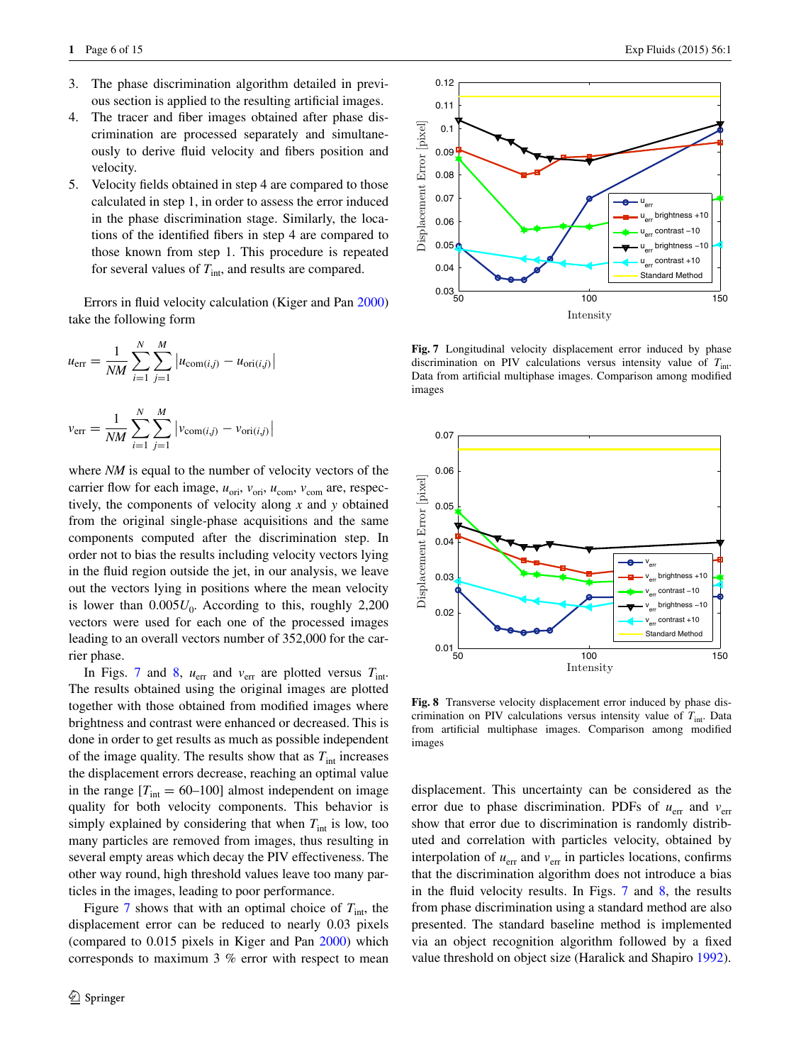3. The phase discrimination algorithm detailed in previous section is applied to the resulting artificial images.
4. The tracer and fiber images obtained after phase discrimination are processed separately and simultaneously to derive fluid velocity and fibers position and velocity.
5. Velocity fields obtained in step 4 are compared to those calculated in step 1, in order to assess the error induced in the phase discrimination stage. Similarly, the locations of the identified fibers in step 4 are compared to those known from step 1. This procedure is repeated for several values of $T_{\text{int}}$, and results are compared.

Errors in fluid velocity calculation (Kiger and Pan 2000) take the following form

$$u_{\text{err}} = \frac{1}{NM} \sum_{i=1}^{N} \sum_{j=1}^{M} \left| u_{\text{com}(i,j)} - u_{\text{ori}(i,j)} \right|$$

$$v_{\text{err}} = \frac{1}{NM} \sum_{i=1}^{N} \sum_{j=1}^{M} \left| v_{\text{com}(i,j)} - v_{\text{ori}(i,j)} \right|$$

where $NM$ is equal to the number of velocity vectors of the carrier flow for each image, $u_{\text{ori}}$, $v_{\text{ori}}$, $u_{\text{com}}$, $v_{\text{com}}$ are, respectively, the components of velocity along $x$ and $y$ obtained from the original single-phase acquisitions and the same components computed after the discrimination step. In order not to bias the results including velocity vectors lying in the fluid region outside the jet, in our analysis, we leave out the vectors lying in positions where the mean velocity is lower than $0.005U_0$. According to this, roughly 2,200 vectors were used for each one of the processed images leading to an overall vectors number of 352,000 for the carrier phase.

In Figs. 7 and 8, $u_{\text{err}}$ and $v_{\text{err}}$ are plotted versus $T_{\text{int}}$. The results obtained using the original images are plotted together with those obtained from modified images where brightness and contrast were enhanced or decreased. This is done in order to get results as much as possible independent of the image quality. The results show that as $T_{\text{int}}$ increases the displacement errors decrease, reaching an optimal value in the range [$T_{\text{int}}$ = 60–100] almost independent on image quality for both velocity components. This behavior is simply explained by considering that when $T_{\text{int}}$ is low, too many particles are removed from images, thus resulting in several empty areas which decay the PIV effectiveness. The other way round, high threshold values leave too many particles in the images, leading to poor performance.

Figure 7 shows that with an optimal choice of $T_{\text{int}}$, the displacement error can be reduced to nearly 0.03 pixels (compared to 0.015 pixels in Kiger and Pan 2000) which corresponds to maximum 3 % error with respect to mean displacement. This uncertainty can be considered as the error due to phase discrimination. PDFs of $u_{\text{err}}$ and $v_{\text{err}}$ show that error due to discrimination is randomly distributed and correlation with particles velocity, obtained by interpolation of $u_{\text{err}}$ and $v_{\text{err}}$ in particles locations, confirms that the discrimination algorithm does not introduce a bias in the fluid velocity results. In Figs. 7 and 8, the results from phase discrimination using a standard method are also presented. The standard baseline method is implemented via an object recognition algorithm followed by a fixed value threshold on object size (Haralick and Shapiro 1992).

**Fig. 7** Longitudinal velocity displacement error induced by phase discrimination on PIV calculations versus intensity value of $T_{\text{int}}$. Data from artificial multiphase images. Comparison among modified images

**Fig. 8** Transverse velocity displacement error induced by phase discrimination on PIV calculations versus intensity value of $T_{\text{int}}$. Data from artificial multiphase images. Comparison among modified images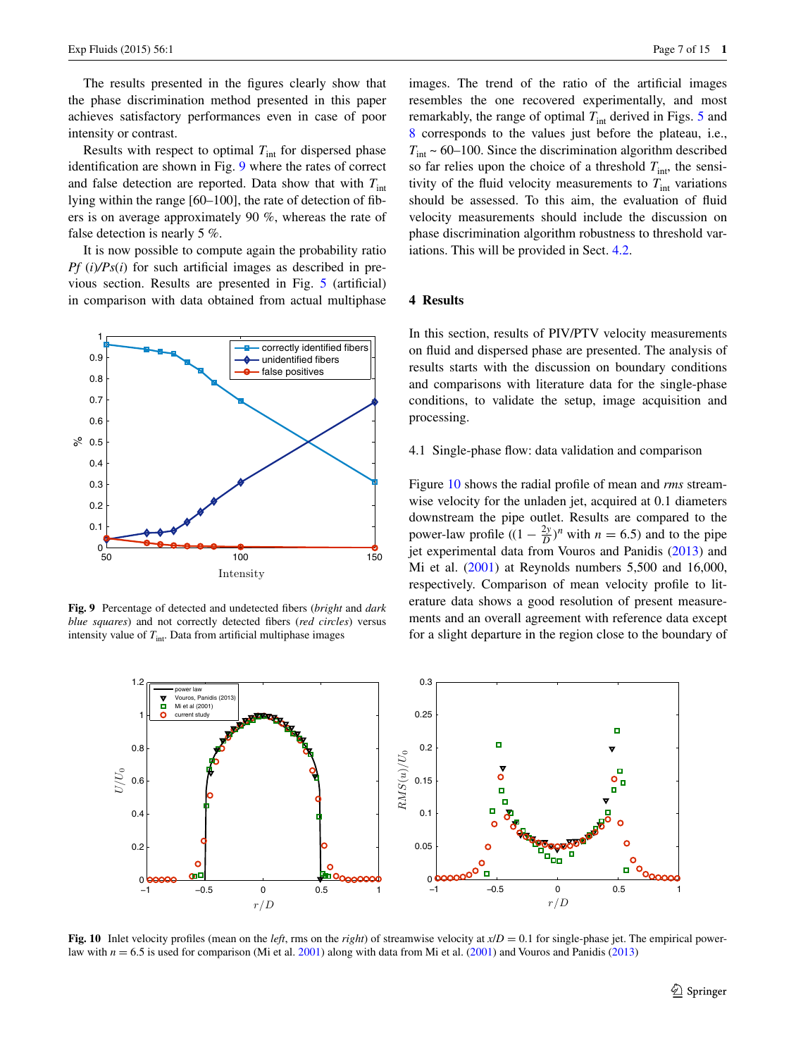The results presented in the figures clearly show that the phase discrimination method presented in this paper achieves satisfactory performances even in case of poor intensity or contrast.

Results with respect to optimal $T_{\text{int}}$ for dispersed phase identification are shown in Fig. 9 where the rates of correct and false detection are reported. Data show that with $T_{\text{int}}$ lying within the range [60–100], the rate of detection of fibers is on average approximately 90 %, whereas the rate of false detection is nearly 5 %.

It is now possible to compute again the probability ratio $Pf(i)/Ps(i)$ for such artificial images as described in previous section. Results are presented in Fig. 5 (artificial) in comparison with data obtained from actual multiphase images. The trend of the ratio of the artificial images resembles the one recovered experimentally, and most remarkably, the range of optimal $T_{\text{int}}$ derived in Figs. 5 and 8 corresponds to the values just before the plateau, i.e., $T_{\text{int}} \sim 60$–100. Since the discrimination algorithm described so far relies upon the choice of a threshold $T_{\text{int}}$, the sensitivity of the fluid velocity measurements to $T_{\text{int}}$ variations should be assessed. To this aim, the evaluation of fluid velocity measurements should include the discussion on phase discrimination algorithm robustness to threshold variations. This will be provided in Sect. 4.2.

**Fig. 9** Percentage of detected and undetected fibers (*bright* and *dark blue squares*) and not correctly detected fibers (*red circles*) versus intensity value of $T_{\text{int}}$. Data from artificial multiphase images

## 4 Results

In this section, results of PIV/PTV velocity measurements on fluid and dispersed phase are presented. The analysis of results starts with the discussion on boundary conditions and comparisons with literature data for the single-phase conditions, to validate the setup, image acquisition and processing.

### 4.1 Single-phase flow: data validation and comparison

Figure 10 shows the radial profile of mean and *rms* streamwise velocity for the unladen jet, acquired at 0.1 diameters downstream the pipe outlet. Results are compared to the power-law profile ($(1 - \frac{2y}{D})^n$ with $n = 6.5$) and to the pipe jet experimental data from Vouros and Panidis (2013) and Mi et al. (2001) at Reynolds numbers 5,500 and 16,000, respectively. Comparison of mean velocity profile to literature data shows a good resolution of present measurements and an overall agreement with reference data except for a slight departure in the region close to the boundary of

**Fig. 10** Inlet velocity profiles (mean on the *left*, rms on the *right*) of streamwise velocity at $x/D = 0.1$ for single-phase jet. The empirical power-law with $n = 6.5$ is used for comparison (Mi et al. 2001) along with data from Mi et al. (2001) and Vouros and Panidis (2013)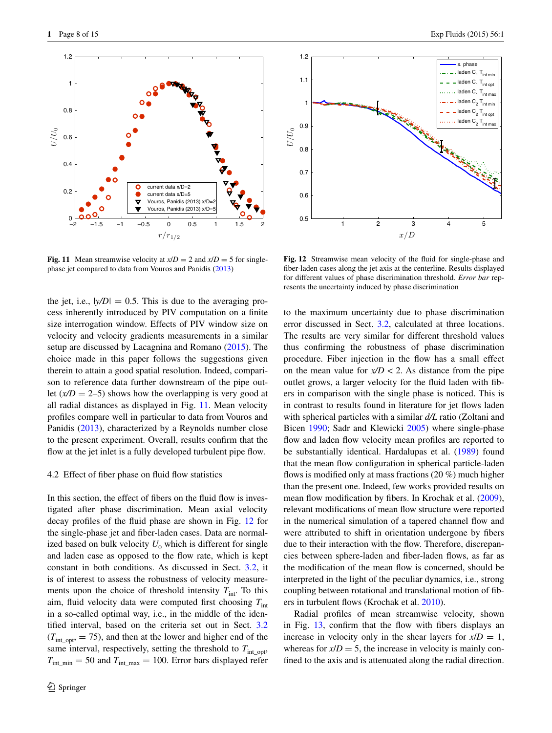Fig. 11 Mean streamwise velocity at $x/D = 2$ and $x/D = 5$ for single-phase jet compared to data from Vouros and Panidis (2013)

Fig. 12 Streamwise mean velocity of the fluid for single-phase and fiber-laden cases along the jet axis at the centerline. Results displayed for different values of phase discrimination threshold. *Error bar* represents the uncertainty induced by phase discrimination

the jet, i.e., $|y/D| = 0.5$. This is due to the averaging process inherently introduced by PIV computation on a finite size interrogation window. Effects of PIV window size on velocity and velocity gradients measurements in a similar setup are discussed by Lacagnina and Romano (2015). The choice made in this paper follows the suggestions given therein to attain a good spatial resolution. Indeed, comparison to reference data further downstream of the pipe outlet ($x/D = 2$–$5$) shows how the overlapping is very good at all radial distances as displayed in Fig. 11. Mean velocity profiles compare well in particular to data from Vouros and Panidis (2013), characterized by a Reynolds number close to the present experiment. Overall, results confirm that the flow at the jet inlet is a fully developed turbulent pipe flow.

### 4.2 Effect of fiber phase on fluid flow statistics

In this section, the effect of fibers on the fluid flow is investigated after phase discrimination. Mean axial velocity decay profiles of the fluid phase are shown in Fig. 12 for the single-phase jet and fiber-laden cases. Data are normalized based on bulk velocity $U_0$ which is different for single and laden case as opposed to the flow rate, which is kept constant in both conditions. As discussed in Sect. 3.2, it is of interest to assess the robustness of velocity measurements upon the choice of threshold intensity $T_{int}$. To this aim, fluid velocity data were computed first choosing $T_{int}$ in a so-called optimal way, i.e., in the middle of the identified interval, based on the criteria set out in Sect. 3.2 ($T_{int\_opt}$, = 75), and then at the lower and higher end of the same interval, respectively, setting the threshold to $T_{int\_opt}$, $T_{int\_min} = 50$ and $T_{int\_max} = 100$. Error bars displayed refer to the maximum uncertainty due to phase discrimination error discussed in Sect. 3.2, calculated at three locations. The results are very similar for different threshold values thus confirming the robustness of phase discrimination procedure. Fiber injection in the flow has a small effect on the mean value for $x/D < 2$. As distance from the pipe outlet grows, a larger velocity for the fluid laden with fibers in comparison with the single phase is noticed. This is in contrast to results found in literature for jet flows laden with spherical particles with a similar $d/L$ ratio (Zoltani and Bicen 1990; Sadr and Klewicki 2005) where single-phase flow and laden flow velocity mean profiles are reported to be substantially identical. Hardalupas et al. (1989) found that the mean flow configuration in spherical particle-laden flows is modified only at mass fractions (20 %) much higher than the present one. Indeed, few works provided results on mean flow modification by fibers. In Krochak et al. (2009), relevant modifications of mean flow structure were reported in the numerical simulation of a tapered channel flow and were attributed to shift in orientation undergone by fibers due to their interaction with the flow. Therefore, discrepancies between sphere-laden and fiber-laden flows, as far as the modification of the mean flow is concerned, should be interpreted in the light of the peculiar dynamics, i.e., strong coupling between rotational and translational motion of fibers in turbulent flows (Krochak et al. 2010).

Radial profiles of mean streamwise velocity, shown in Fig. 13, confirm that the flow with fibers displays an increase in velocity only in the shear layers for $x/D = 1$, whereas for $x/D = 5$, the increase in velocity is mainly confined to the axis and is attenuated along the radial direction.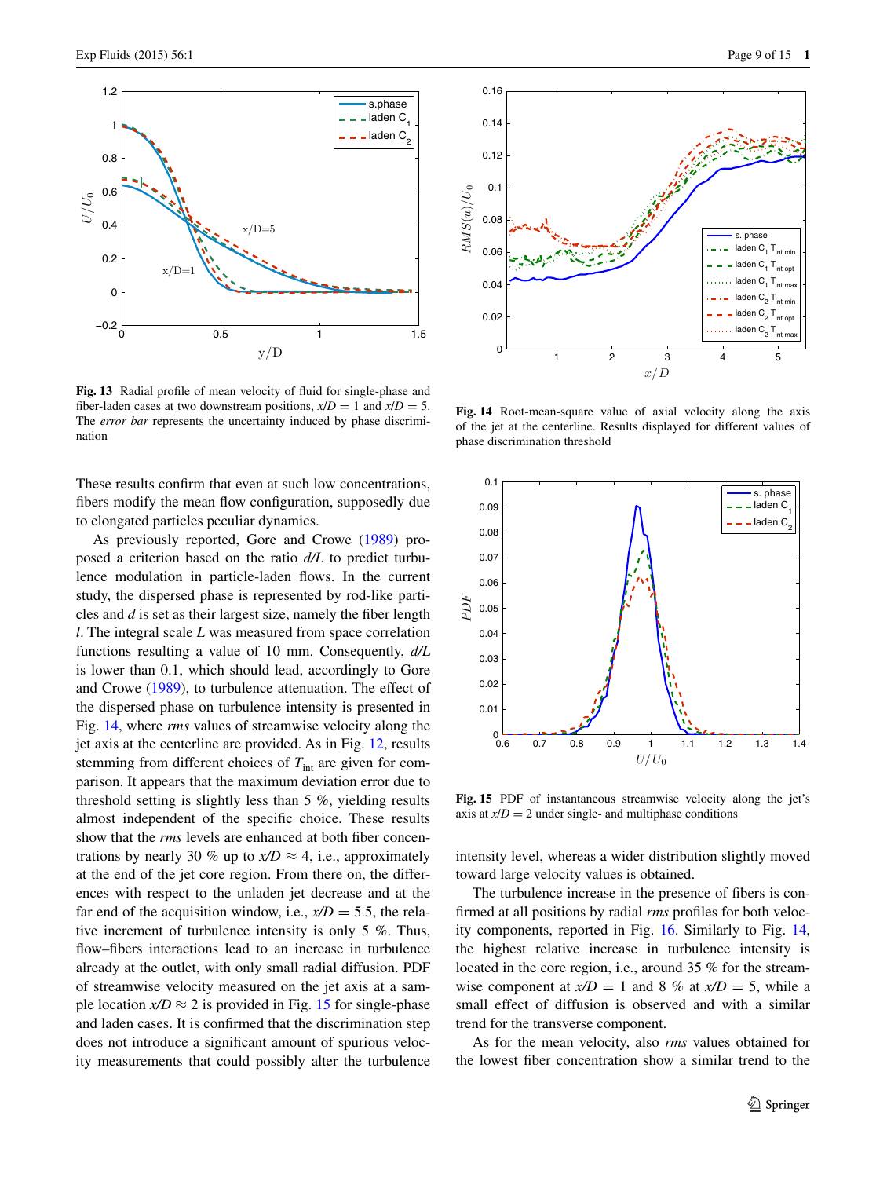Fig. 13 Radial profile of mean velocity of fluid for single-phase and fiber-laden cases at two downstream positions, $x/D = 1$ and $x/D = 5$. The *error bar* represents the uncertainty induced by phase discrimination

Fig. 14 Root-mean-square value of axial velocity along the axis of the jet at the centerline. Results displayed for different values of phase discrimination threshold

Fig. 15 PDF of instantaneous streamwise velocity along the jet's axis at $x/D = 2$ under single- and multiphase conditions

These results confirm that even at such low concentrations, fibers modify the mean flow configuration, supposedly due to elongated particles peculiar dynamics.

As previously reported, Gore and Crowe (1989) proposed a criterion based on the ratio $d/L$ to predict turbulence modulation in particle-laden flows. In the current study, the dispersed phase is represented by rod-like particles and $d$ is set as their largest size, namely the fiber length $l$. The integral scale $L$ was measured from space correlation functions resulting a value of 10 mm. Consequently, $d/L$ is lower than 0.1, which should lead, accordingly to Gore and Crowe (1989), to turbulence attenuation. The effect of the dispersed phase on turbulence intensity is presented in Fig. 14, where *rms* values of streamwise velocity along the jet axis at the centerline are provided. As in Fig. 12, results stemming from different choices of $T_{\text{int}}$ are given for comparison. It appears that the maximum deviation error due to threshold setting is slightly less than 5 %, yielding results almost independent of the specific choice. These results show that the *rms* levels are enhanced at both fiber concentrations by nearly 30 % up to $x/D \approx 4$, i.e., approximately at the end of the jet core region. From there on, the differences with respect to the unladen jet decrease and at the far end of the acquisition window, i.e., $x/D = 5.5$, the relative increment of turbulence intensity is only 5 %. Thus, flow–fibers interactions lead to an increase in turbulence already at the outlet, with only small radial diffusion. PDF of streamwise velocity measured on the jet axis at a sample location $x/D \approx 2$ is provided in Fig. 15 for single-phase and laden cases. It is confirmed that the discrimination step does not introduce a significant amount of spurious velocity measurements that could possibly alter the turbulence intensity level, whereas a wider distribution slightly moved toward large velocity values is obtained.

The turbulence increase in the presence of fibers is confirmed at all positions by radial *rms* profiles for both velocity components, reported in Fig. 16. Similarly to Fig. 14, the highest relative increase in turbulence intensity is located in the core region, i.e., around 35 % for the streamwise component at $x/D = 1$ and 8 % at $x/D = 5$, while a small effect of diffusion is observed and with a similar trend for the transverse component.

As for the mean velocity, also *rms* values obtained for the lowest fiber concentration show a similar trend to the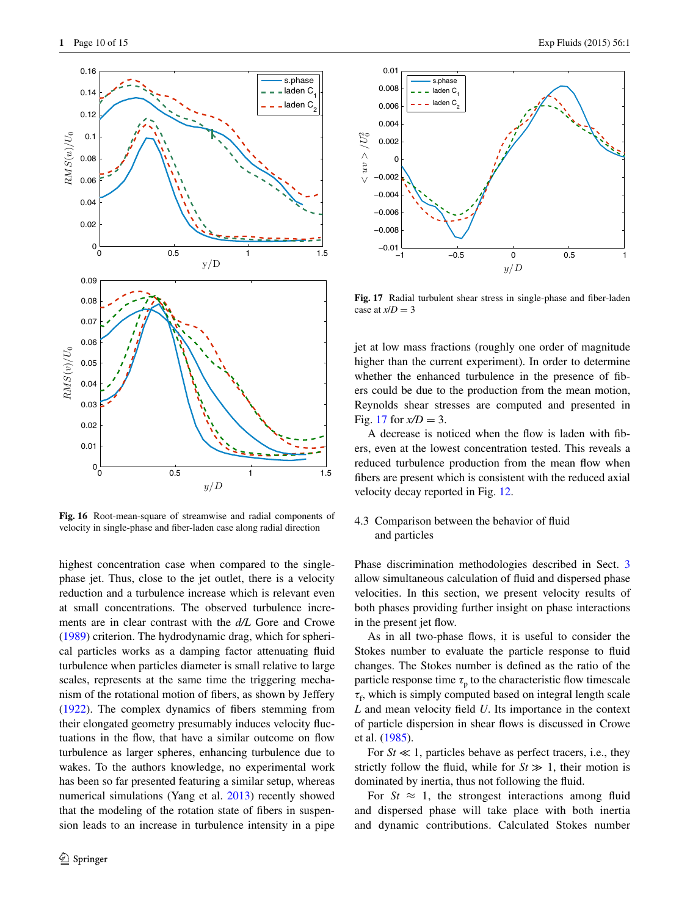Fig. 16 Root-mean-square of streamwise and radial components of velocity in single-phase and fiber-laden case along radial direction

Fig. 17 Radial turbulent shear stress in single-phase and fiber-laden case at $x/D = 3$

highest concentration case when compared to the single-phase jet. Thus, close to the jet outlet, there is a velocity reduction and a turbulence increase which is relevant even at small concentrations. The observed turbulence increments are in clear contrast with the *d/L* Gore and Crowe (1989) criterion. The hydrodynamic drag, which for spherical particles works as a damping factor attenuating fluid turbulence when particles diameter is small relative to large scales, represents at the same time the triggering mechanism of the rotational motion of fibers, as shown by Jeffery (1922). The complex dynamics of fibers stemming from their elongated geometry presumably induces velocity fluctuations in the flow, that have a similar outcome on flow turbulence as larger spheres, enhancing turbulence due to wakes. To the authors knowledge, no experimental work has been so far presented featuring a similar setup, whereas numerical simulations (Yang et al. 2013) recently showed that the modeling of the rotation state of fibers in suspension leads to an increase in turbulence intensity in a pipe jet at low mass fractions (roughly one order of magnitude higher than the current experiment). In order to determine whether the enhanced turbulence in the presence of fibers could be due to the production from the mean motion, Reynolds shear stresses are computed and presented in Fig. 17 for $x/D = 3$.

A decrease is noticed when the flow is laden with fibers, even at the lowest concentration tested. This reveals a reduced turbulence production from the mean flow when fibers are present which is consistent with the reduced axial velocity decay reported in Fig. 12.

## 4.3 Comparison between the behavior of fluid and particles

Phase discrimination methodologies described in Sect. 3 allow simultaneous calculation of fluid and dispersed phase velocities. In this section, we present velocity results of both phases providing further insight on phase interactions in the present jet flow.

As in all two-phase flows, it is useful to consider the Stokes number to evaluate the particle response to fluid changes. The Stokes number is defined as the ratio of the particle response time $\tau_p$ to the characteristic flow timescale $\tau_f$, which is simply computed based on integral length scale $L$ and mean velocity field $U$. Its importance in the context of particle dispersion in shear flows is discussed in Crowe et al. (1985).

For $St \ll 1$, particles behave as perfect tracers, i.e., they strictly follow the fluid, while for $St \gg 1$, their motion is dominated by inertia, thus not following the fluid.

For $St \approx 1$, the strongest interactions among fluid and dispersed phase will take place with both inertia and dynamic contributions. Calculated Stokes number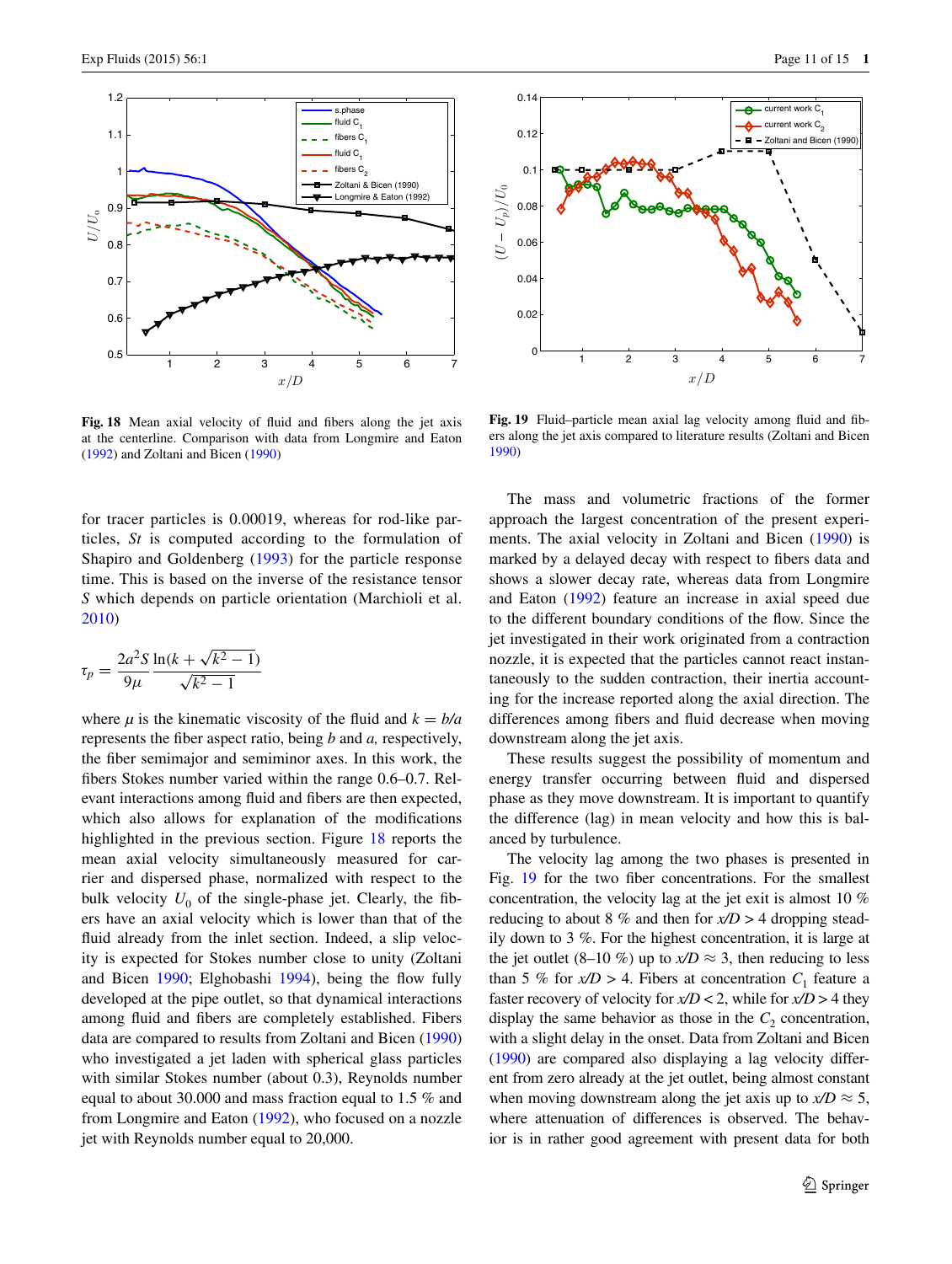Fig. 18 Mean axial velocity of fluid and fibers along the jet axis at the centerline. Comparison with data from Longmire and Eaton (1992) and Zoltani and Bicen (1990)

Fig. 19 Fluid–particle mean axial lag velocity among fluid and fibers along the jet axis compared to literature results (Zoltani and Bicen 1990)

for tracer particles is 0.00019, whereas for rod-like particles, *St* is computed according to the formulation of Shapiro and Goldenberg (1993) for the particle response time. This is based on the inverse of the resistance tensor *S* which depends on particle orientation (Marchioli et al. 2010)

$$\tau_p = \frac{2a^2 S}{9\mu} \frac{\ln(k + \sqrt{k^2 - 1})}{\sqrt{k^2 - 1}}$$

where $\mu$ is the kinematic viscosity of the fluid and $k = b/a$ represents the fiber aspect ratio, being *b* and *a*, respectively, the fiber semimajor and semiminor axes. In this work, the fibers Stokes number varied within the range 0.6–0.7. Relevant interactions among fluid and fibers are then expected, which also allows for explanation of the modifications highlighted in the previous section. Figure 18 reports the mean axial velocity simultaneously measured for carrier and dispersed phase, normalized with respect to the bulk velocity $U_0$ of the single-phase jet. Clearly, the fibers have an axial velocity which is lower than that of the fluid already from the inlet section. Indeed, a slip velocity is expected for Stokes number close to unity (Zoltani and Bicen 1990; Elghobashi 1994), being the flow fully developed at the pipe outlet, so that dynamical interactions among fluid and fibers are completely established. Fibers data are compared to results from Zoltani and Bicen (1990) who investigated a jet laden with spherical glass particles with similar Stokes number (about 0.3), Reynolds number equal to about 30.000 and mass fraction equal to 1.5 % and from Longmire and Eaton (1992), who focused on a nozzle jet with Reynolds number equal to 20,000.

The mass and volumetric fractions of the former approach the largest concentration of the present experiments. The axial velocity in Zoltani and Bicen (1990) is marked by a delayed decay with respect to fibers data and shows a slower decay rate, whereas data from Longmire and Eaton (1992) feature an increase in axial speed due to the different boundary conditions of the flow. Since the jet investigated in their work originated from a contraction nozzle, it is expected that the particles cannot react instantaneously to the sudden contraction, their inertia accounting for the increase reported along the axial direction. The differences among fibers and fluid decrease when moving downstream along the jet axis.

These results suggest the possibility of momentum and energy transfer occurring between fluid and dispersed phase as they move downstream. It is important to quantify the difference (lag) in mean velocity and how this is balanced by turbulence.

The velocity lag among the two phases is presented in Fig. 19 for the two fiber concentrations. For the smallest concentration, the velocity lag at the jet exit is almost 10 % reducing to about 8 % and then for $x/D > 4$ dropping steadily down to 3 %. For the highest concentration, it is large at the jet outlet (8–10 %) up to $x/D \approx 3$, then reducing to less than 5 % for $x/D > 4$. Fibers at concentration $C_1$ feature a faster recovery of velocity for $x/D < 2$, while for $x/D > 4$ they display the same behavior as those in the $C_2$ concentration, with a slight delay in the onset. Data from Zoltani and Bicen (1990) are compared also displaying a lag velocity different from zero already at the jet outlet, being almost constant when moving downstream along the jet axis up to $x/D \approx 5$, where attenuation of differences is observed. The behavior is in rather good agreement with present data for both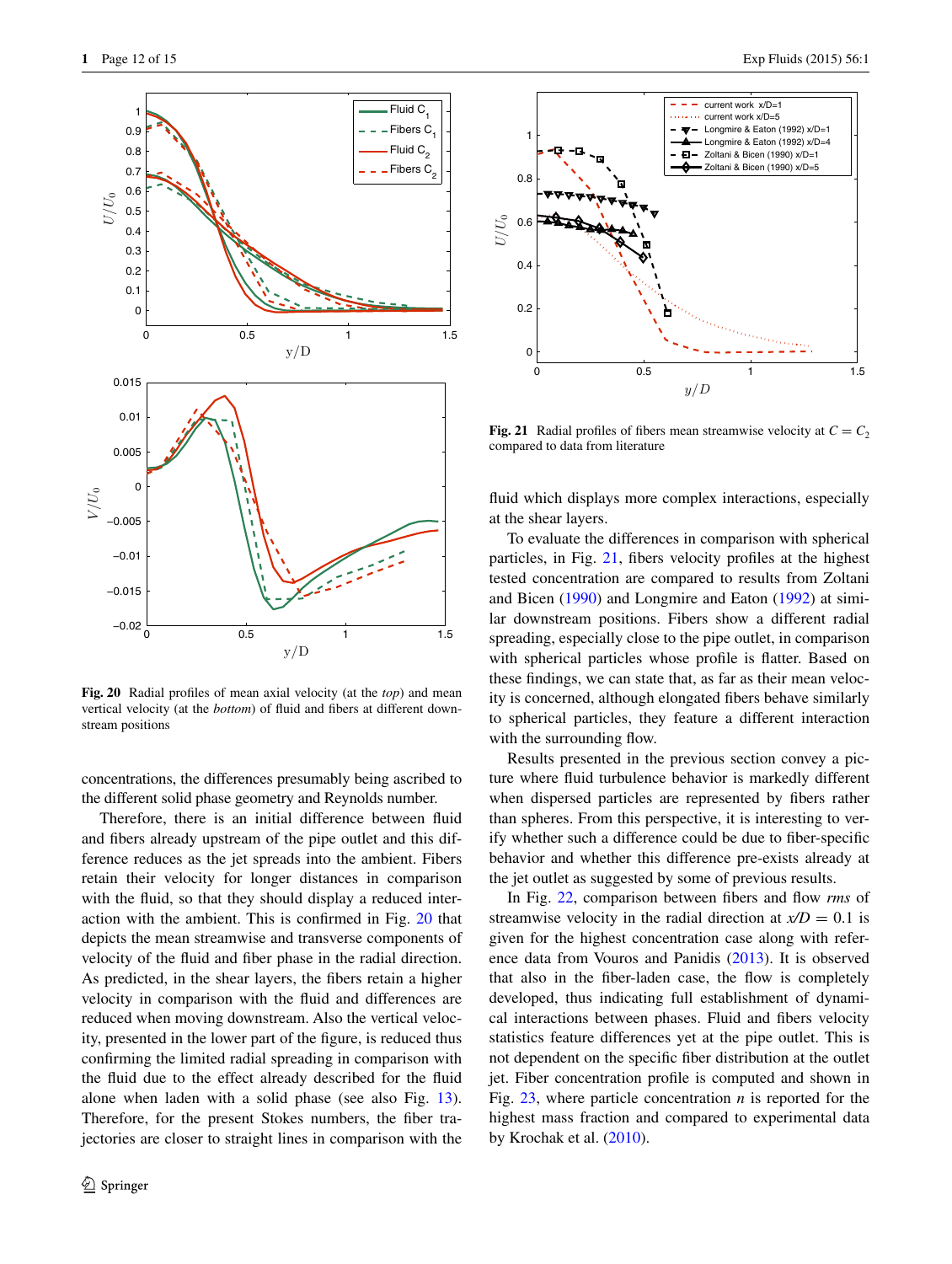Fig. 20 Radial profiles of mean axial velocity (at the *top*) and mean vertical velocity (at the *bottom*) of fluid and fibers at different downstream positions

Fig. 21 Radial profiles of fibers mean streamwise velocity at $C = C_2$ compared to data from literature

concentrations, the differences presumably being ascribed to the different solid phase geometry and Reynolds number.

Therefore, there is an initial difference between fluid and fibers already upstream of the pipe outlet and this difference reduces as the jet spreads into the ambient. Fibers retain their velocity for longer distances in comparison with the fluid, so that they should display a reduced interaction with the ambient. This is confirmed in Fig. 20 that depicts the mean streamwise and transverse components of velocity of the fluid and fiber phase in the radial direction. As predicted, in the shear layers, the fibers retain a higher velocity in comparison with the fluid and differences are reduced when moving downstream. Also the vertical velocity, presented in the lower part of the figure, is reduced thus confirming the limited radial spreading in comparison with the fluid due to the effect already described for the fluid alone when laden with a solid phase (see also Fig. 13). Therefore, for the present Stokes numbers, the fiber trajectories are closer to straight lines in comparison with the fluid which displays more complex interactions, especially at the shear layers.

To evaluate the differences in comparison with spherical particles, in Fig. 21, fibers velocity profiles at the highest tested concentration are compared to results from Zoltani and Bicen (1990) and Longmire and Eaton (1992) at similar downstream positions. Fibers show a different radial spreading, especially close to the pipe outlet, in comparison with spherical particles whose profile is flatter. Based on these findings, we can state that, as far as their mean velocity is concerned, although elongated fibers behave similarly to spherical particles, they feature a different interaction with the surrounding flow.

Results presented in the previous section convey a picture where fluid turbulence behavior is markedly different when dispersed particles are represented by fibers rather than spheres. From this perspective, it is interesting to verify whether such a difference could be due to fiber-specific behavior and whether this difference pre-exists already at the jet outlet as suggested by some of previous results.

In Fig. 22, comparison between fibers and flow *rms* of streamwise velocity in the radial direction at $x/D = 0.1$ is given for the highest concentration case along with reference data from Vouros and Panidis (2013). It is observed that also in the fiber-laden case, the flow is completely developed, thus indicating full establishment of dynamical interactions between phases. Fluid and fibers velocity statistics feature differences yet at the pipe outlet. This is not dependent on the specific fiber distribution at the outlet jet. Fiber concentration profile is computed and shown in Fig. 23, where particle concentration $n$ is reported for the highest mass fraction and compared to experimental data by Krochak et al. (2010).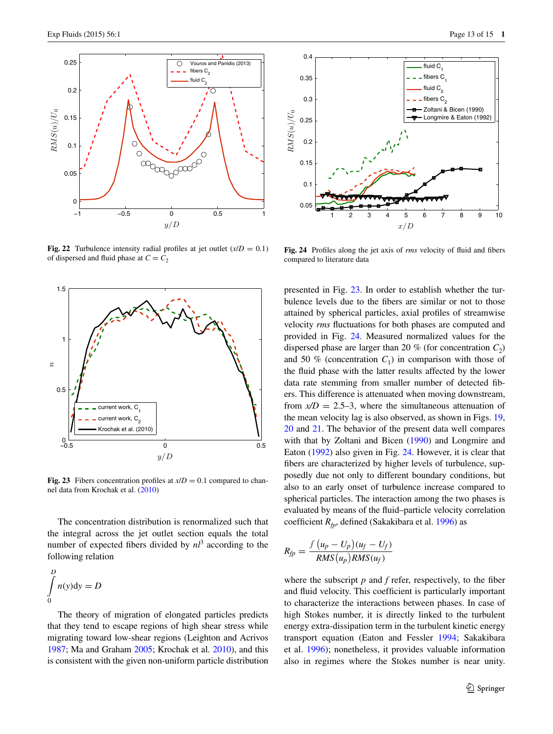Fig. 22 Turbulence intensity radial profiles at jet outlet ($x/D = 0.1$) of dispersed and fluid phase at $C = C_2$

Fig. 24 Profiles along the jet axis of *rms* velocity of fluid and fibers compared to literature data

Fig. 23 Fibers concentration profiles at $x/D = 0.1$ compared to channel data from Krochak et al. (2010)

The concentration distribution is renormalized such that the integral across the jet outlet section equals the total number of expected fibers divided by $nl^3$ according to the following relation

$$\int_0^D n(y)\mathrm{d}y = D$$

The theory of migration of elongated particles predicts that they tend to escape regions of high shear stress while migrating toward low-shear regions (Leighton and Acrivos 1987; Ma and Graham 2005; Krochak et al. 2010), and this is consistent with the given non-uniform particle distribution presented in Fig. 23. In order to establish whether the turbulence levels due to the fibers are similar or not to those attained by spherical particles, axial profiles of streamwise velocity *rms* fluctuations for both phases are computed and provided in Fig. 24. Measured normalized values for the dispersed phase are larger than 20 % (for concentration $C_2$) and 50 % (concentration $C_1$) in comparison with those of the fluid phase with the latter results affected by the lower data rate stemming from smaller number of detected fibers. This difference is attenuated when moving downstream, from $x/D = 2.5$–3, where the simultaneous attenuation of the mean velocity lag is also observed, as shown in Figs. 19, 20 and 21. The behavior of the present data well compares with that by Zoltani and Bicen (1990) and Longmire and Eaton (1992) also given in Fig. 24. However, it is clear that fibers are characterized by higher levels of turbulence, supposedly due not only to different boundary conditions, but also to an early onset of turbulence increase compared to spherical particles. The interaction among the two phases is evaluated by means of the fluid–particle velocity correlation coefficient $R_{fp}$, defined (Sakakibara et al. 1996) as

$$R_{fp} = \frac{\int (u_p - U_p)(u_f - U_f)}{RMS(u_p)RMS(u_f)}$$

where the subscript $p$ and $f$ refer, respectively, to the fiber and fluid velocity. This coefficient is particularly important to characterize the interactions between phases. In case of high Stokes number, it is directly linked to the turbulent energy extra-dissipation term in the turbulent kinetic energy transport equation (Eaton and Fessler 1994; Sakakibara et al. 1996); nonetheless, it provides valuable information also in regimes where the Stokes number is near unity.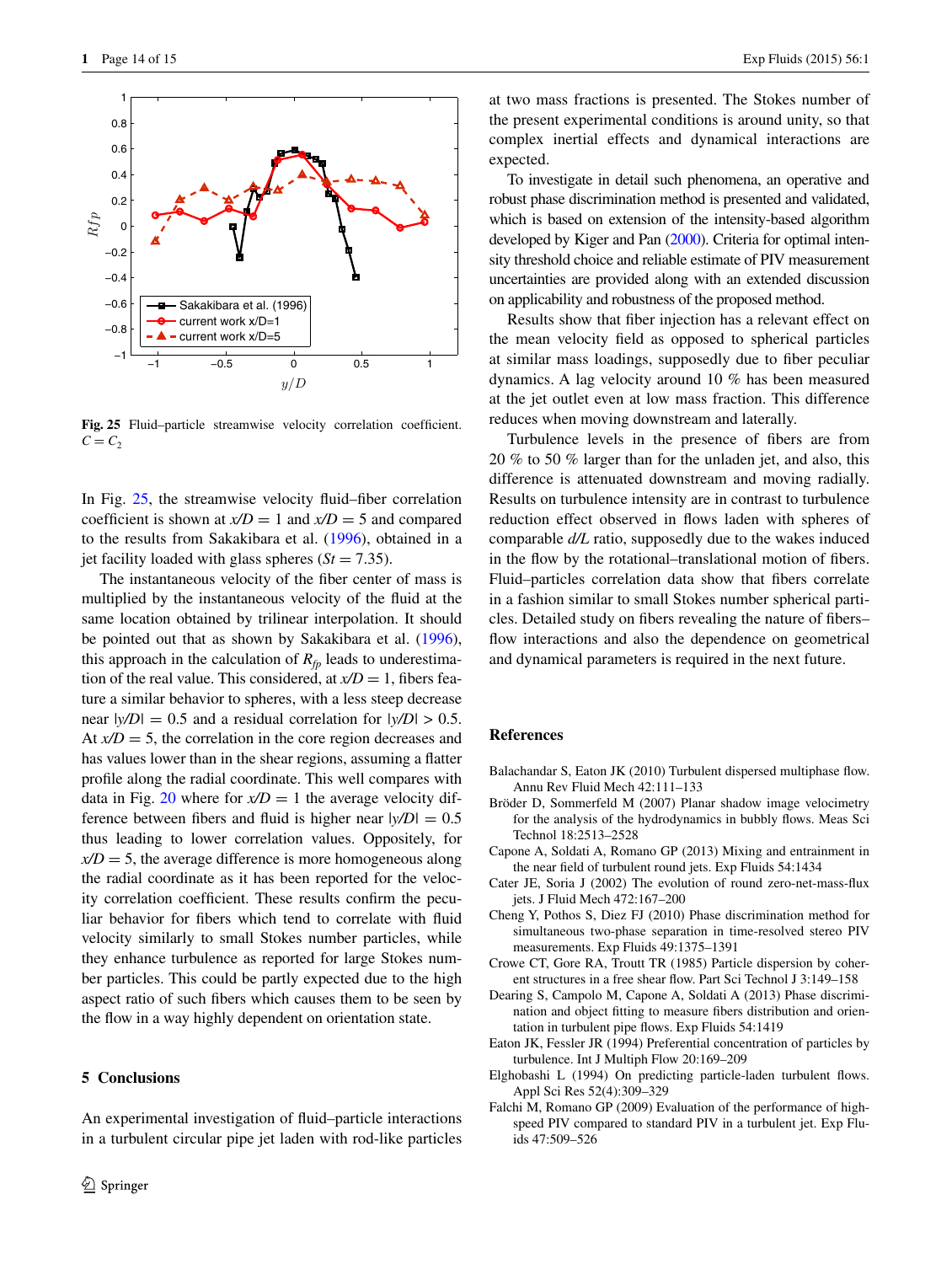Fig. 25 Fluid–particle streamwise velocity correlation coefficient. $C = C_2$

In Fig. 25, the streamwise velocity fluid–fiber correlation coefficient is shown at $x/D = 1$ and $x/D = 5$ and compared to the results from Sakakibara et al. (1996), obtained in a jet facility loaded with glass spheres ($St = 7.35$).

The instantaneous velocity of the fiber center of mass is multiplied by the instantaneous velocity of the fluid at the same location obtained by trilinear interpolation. It should be pointed out that as shown by Sakakibara et al. (1996), this approach in the calculation of $R_{fp}$ leads to underestimation of the real value. This considered, at $x/D = 1$, fibers feature a similar behavior to spheres, with a less steep decrease near $|y/D| = 0.5$ and a residual correlation for $|y/D| > 0.5$. At $x/D = 5$, the correlation in the core region decreases and has values lower than in the shear regions, assuming a flatter profile along the radial coordinate. This well compares with data in Fig. 20 where for $x/D = 1$ the average velocity difference between fibers and fluid is higher near $|y/D| = 0.5$ thus leading to lower correlation values. Oppositely, for $x/D = 5$, the average difference is more homogeneous along the radial coordinate as it has been reported for the velocity correlation coefficient. These results confirm the peculiar behavior for fibers which tend to correlate with fluid velocity similarly to small Stokes number particles, while they enhance turbulence as reported for large Stokes number particles. This could be partly expected due to the high aspect ratio of such fibers which causes them to be seen by the flow in a way highly dependent on orientation state.

## 5 Conclusions

An experimental investigation of fluid–particle interactions in a turbulent circular pipe jet laden with rod-like particles at two mass fractions is presented. The Stokes number of the present experimental conditions is around unity, so that complex inertial effects and dynamical interactions are expected.

To investigate in detail such phenomena, an operative and robust phase discrimination method is presented and validated, which is based on extension of the intensity-based algorithm developed by Kiger and Pan (2000). Criteria for optimal intensity threshold choice and reliable estimate of PIV measurement uncertainties are provided along with an extended discussion on applicability and robustness of the proposed method.

Results show that fiber injection has a relevant effect on the mean velocity field as opposed to spherical particles at similar mass loadings, supposedly due to fiber peculiar dynamics. A lag velocity around 10 % has been measured at the jet outlet even at low mass fraction. This difference reduces when moving downstream and laterally.

Turbulence levels in the presence of fibers are from 20 % to 50 % larger than for the unladen jet, and also, this difference is attenuated downstream and moving radially. Results on turbulence intensity are in contrast to turbulence reduction effect observed in flows laden with spheres of comparable $d/L$ ratio, supposedly due to the wakes induced in the flow by the rotational–translational motion of fibers. Fluid–particles correlation data show that fibers correlate in a fashion similar to small Stokes number spherical particles. Detailed study on fibers revealing the nature of fibers–flow interactions and also the dependence on geometrical and dynamical parameters is required in the next future.

## References

Balachandar S, Eaton JK (2010) Turbulent dispersed multiphase flow. Annu Rev Fluid Mech 42:111–133

Bröder D, Sommerfeld M (2007) Planar shadow image velocimetry for the analysis of the hydrodynamics in bubbly flows. Meas Sci Technol 18:2513–2528

Capone A, Soldati A, Romano GP (2013) Mixing and entrainment in the near field of turbulent round jets. Exp Fluids 54:1434

Cater JE, Soria J (2002) The evolution of round zero-net-mass-flux jets. J Fluid Mech 472:167–200

Cheng Y, Pothos S, Diez FJ (2010) Phase discrimination method for simultaneous two-phase separation in time-resolved stereo PIV measurements. Exp Fluids 49:1375–1391

Crowe CT, Gore RA, Troutt TR (1985) Particle dispersion by coherent structures in a free shear flow. Part Sci Technol J 3:149–158

Dearing S, Campolo M, Capone A, Soldati A (2013) Phase discrimination and object fitting to measure fibers distribution and orientation in turbulent pipe flows. Exp Fluids 54:1419

Eaton JK, Fessler JR (1994) Preferential concentration of particles by turbulence. Int J Multiph Flow 20:169–209

Elghobashi L (1994) On predicting particle-laden turbulent flows. Appl Sci Res 52(4):309–329

Falchi M, Romano GP (2009) Evaluation of the performance of high-speed PIV compared to standard PIV in a turbulent jet. Exp Fluids 47:509–526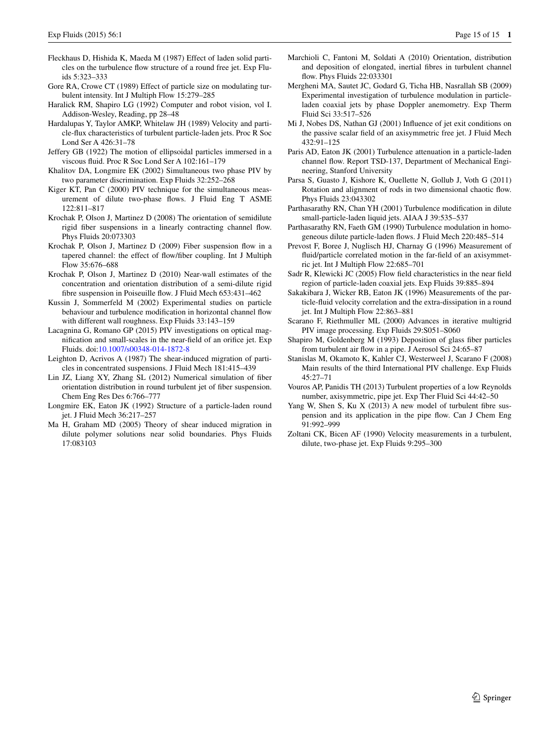Fleckhaus D, Hishida K, Maeda M (1987) Effect of laden solid particles on the turbulence flow structure of a round free jet. Exp Fluids 5:323–333

Gore RA, Crowe CT (1989) Effect of particle size on modulating turbulent intensity. Int J Multiph Flow 15:279–285

Haralick RM, Shapiro LG (1992) Computer and robot vision, vol I. Addison-Wesley, Reading, pp 28–48

Hardalupas Y, Taylor AMKP, Whitelaw JH (1989) Velocity and particle-flux characteristics of turbulent particle-laden jets. Proc R Soc Lond Ser A 426:31–78

Jeffery GB (1922) The motion of ellipsoidal particles immersed in a viscous fluid. Proc R Soc Lond Ser A 102:161–179

Khalitov DA, Longmire EK (2002) Simultaneous two phase PIV by two parameter discrimination. Exp Fluids 32:252–268

Kiger KT, Pan C (2000) PIV technique for the simultaneous measurement of dilute two-phase flows. J Fluid Eng T ASME 122:811–817

Krochak P, Olson J, Martinez D (2008) The orientation of semidilute rigid fiber suspensions in a linearly contracting channel flow. Phys Fluids 20:073303

Krochak P, Olson J, Martinez D (2009) Fiber suspension flow in a tapered channel: the effect of flow/fiber coupling. Int J Multiph Flow 35:676–688

Krochak P, Olson J, Martinez D (2010) Near-wall estimates of the concentration and orientation distribution of a semi-dilute rigid fibre suspension in Poiseuille flow. J Fluid Mech 653:431–462

Kussin J, Sommerfeld M (2002) Experimental studies on particle behaviour and turbulence modification in horizontal channel flow with different wall roughness. Exp Fluids 33:143–159

Lacagnina G, Romano GP (2015) PIV investigations on optical magnification and small-scales in the near-field of an orifice jet. Exp Fluids. doi:10.1007/s00348-014-1872-8

Leighton D, Acrivos A (1987) The shear-induced migration of particles in concentrated suspensions. J Fluid Mech 181:415–439

Lin JZ, Liang XY, Zhang SL (2012) Numerical simulation of fiber orientation distribution in round turbulent jet of fiber suspension. Chem Eng Res Des 6:766–777

Longmire EK, Eaton JK (1992) Structure of a particle-laden round jet. J Fluid Mech 36:217–257

Ma H, Graham MD (2005) Theory of shear induced migration in dilute polymer solutions near solid boundaries. Phys Fluids 17:083103

Marchioli C, Fantoni M, Soldati A (2010) Orientation, distribution and deposition of elongated, inertial fibres in turbulent channel flow. Phys Fluids 22:033301

Mergheni MA, Sautet JC, Godard G, Ticha HB, Nasrallah SB (2009) Experimental investigation of turbulence modulation in particle-laden coaxial jets by phase Doppler anemometry. Exp Therm Fluid Sci 33:517–526

Mi J, Nobes DS, Nathan GJ (2001) Influence of jet exit conditions on the passive scalar field of an axisymmetric free jet. J Fluid Mech 432:91–125

Paris AD, Eaton JK (2001) Turbulence attenuation in a particle-laden channel flow. Report TSD-137, Department of Mechanical Engineering, Stanford University

Parsa S, Guasto J, Kishore K, Ouellette N, Gollub J, Voth G (2011) Rotation and alignment of rods in two dimensional chaotic flow. Phys Fluids 23:043302

Parthasarathy RN, Chan YH (2001) Turbulence modification in dilute small-particle-laden liquid jets. AIAA J 39:535–537

Parthasarathy RN, Faeth GM (1990) Turbulence modulation in homogeneous dilute particle-laden flows. J Fluid Mech 220:485–514

Prevost F, Boree J, Nuglisch HJ, Charnay G (1996) Measurement of fluid/particle correlated motion in the far-field of an axisymmetric jet. Int J Multiph Flow 22:685–701

Sadr R, Klewicki JC (2005) Flow field characteristics in the near field region of particle-laden coaxial jets. Exp Fluids 39:885–894

Sakakibara J, Wicker RB, Eaton JK (1996) Measurements of the particle-fluid velocity correlation and the extra-dissipation in a round jet. Int J Multiph Flow 22:863–881

Scarano F, Riethmuller ML (2000) Advances in iterative multigrid PIV image processing. Exp Fluids 29:S051–S060

Shapiro M, Goldenberg M (1993) Deposition of glass fiber particles from turbulent air flow in a pipe. J Aerosol Sci 24:65–87

Stanislas M, Okamoto K, Kahler CJ, Westerweel J, Scarano F (2008) Main results of the third International PIV challenge. Exp Fluids 45:27–71

Vouros AP, Panidis TH (2013) Turbulent properties of a low Reynolds number, axisymmetric, pipe jet. Exp Ther Fluid Sci 44:42–50

Yang W, Shen S, Ku X (2013) A new model of turbulent fibre suspension and its application in the pipe flow. Can J Chem Eng 91:992–999

Zoltani CK, Bicen AF (1990) Velocity measurements in a turbulent, dilute, two-phase jet. Exp Fluids 9:295–300